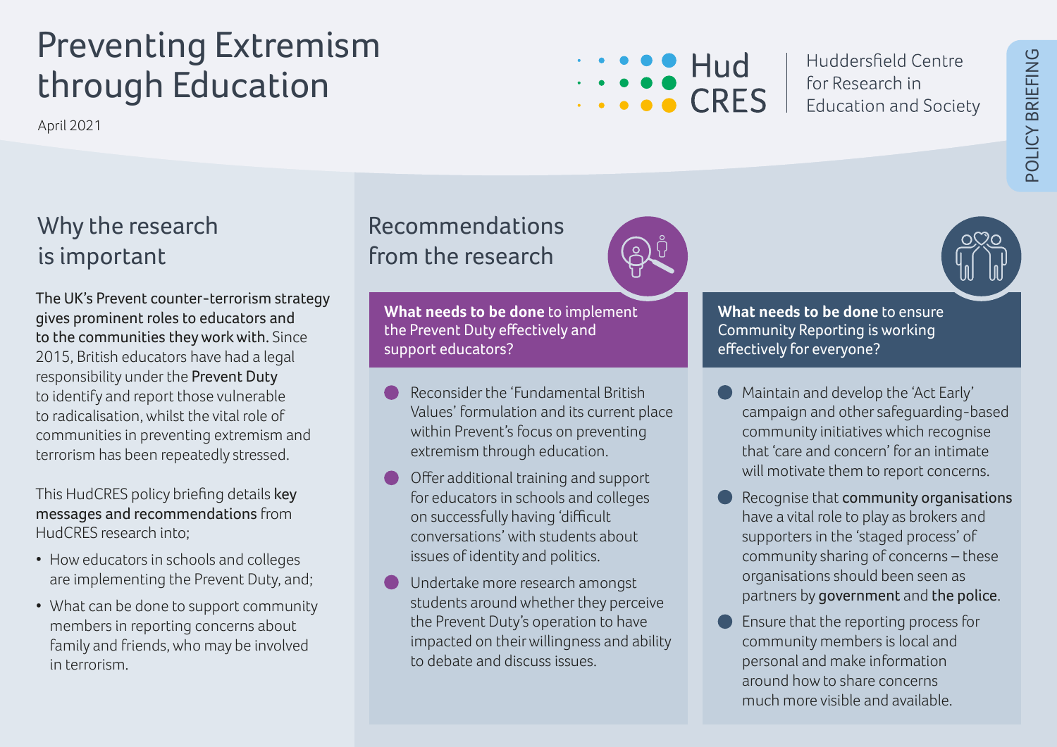# Preventing Extremism through Education

April 2021

Hud CRES — Huddersfield Centre for Research in Education and Society

POLICY BRIEFING

## Why the research is important

**The UK's Prevent counter-terrorism strategy gives prominent roles to educators and to the communities they work with.** Since 2015, British educators have had a legal responsibility under the **Prevent Duty** to identify and report those vulnerable to radicalisation, whilst the vital role of communities in preventing extremism and terrorism has been repeatedly stressed.

This HudCRES policy briefing details **key messages and recommendations** from HudCRES research into;

- How educators in schools and colleges are implementing the Prevent Duty, and;
- What can be done to support community members in reporting concerns about family and friends, who may be involved in terrorism.

## Recommendations from the research

### **What needs to be done** to implement the Prevent Duty effectively and support educators?

- Reconsider the 'Fundamental British Values' formulation and its current place within Prevent's focus on preventing extremism through education.
- Offer additional training and support for educators in schools and colleges on successfully having 'difficult conversations' with students about issues of identity and politics.
- Undertake more research amongst students around whether they perceive the Prevent Duty's operation to have impacted on their willingness and ability to debate and discuss issues.

### **What needs to be done** to ensure Community Reporting is working effectively for everyone?

- Maintain and develop the 'Act Early' campaign and other safeguarding-based community initiatives which recognise that 'care and concern' for an intimate will motivate them to report concerns.
- Recognise that **community organisations** have a vital role to play as brokers and supporters in the 'staged process' of community sharing of concerns – these organisations should been seen as partners by **government** and **the police**.
- Ensure that the reporting process for community members is local and personal and make information around how to share concerns much more visible and available.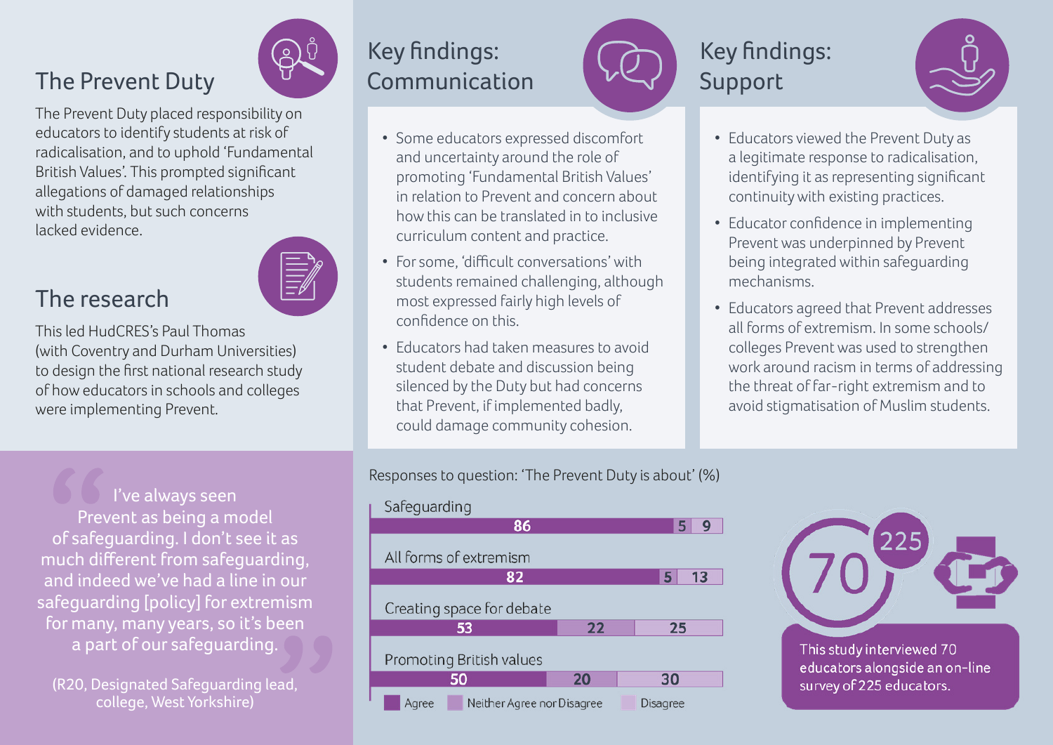## The Prevent Duty

The Prevent Duty placed responsibility on educators to identify students at risk of radicalisation, and to uphold 'Fundamental British Values'. This prompted significant allegations of damaged relationships with students, but such concerns lacked evidence.

## The research

This led HudCRES's Paul Thomas (with Coventry and Durham Universities) to design the first national research study of how educators in schools and colleges were implementing Prevent.

> "I've always seen Prevent as being a model of safeguarding. I don't see it as much different from safeguarding, and indeed we've had a line in our safeguarding [policy] for extremism for many, many years, so it's been a part of our safeguarding."
>
> (R20, Designated Safeguarding lead, college, West Yorkshire)

## Key findings: Communication

- Some educators expressed discomfort and uncertainty around the role of promoting 'Fundamental British Values' in relation to Prevent and concern about how this can be translated in to inclusive curriculum content and practice.
- For some, 'difficult conversations' with students remained challenging, although most expressed fairly high levels of confidence on this.
- Educators had taken measures to avoid student debate and discussion being silenced by the Duty but had concerns that Prevent, if implemented badly, could damage community cohesion.

## Key findings: Support

- Educators viewed the Prevent Duty as a legitimate response to radicalisation, identifying it as representing significant continuity with existing practices.
- Educator confidence in implementing Prevent was underpinned by Prevent being integrated within safeguarding mechanisms.
- Educators agreed that Prevent addresses all forms of extremism. In some schools/colleges Prevent was used to strengthen work around racism in terms of addressing the threat of far-right extremism and to avoid stigmatisation of Muslim students.

Responses to question: 'The Prevent Duty is about' (%)

| | Agree | Neither Agree nor Disagree | Disagree |
|---|---|---|---|
| Safeguarding | 86 | 5 | 9 |
| All forms of extremism | 82 | 5 | 13 |
| Creating space for debate | 53 | 22 | 25 |
| Promoting British values | 50 | 20 | 30 |

70 | 225

This study interviewed 70 educators alongside an on-line survey of 225 educators.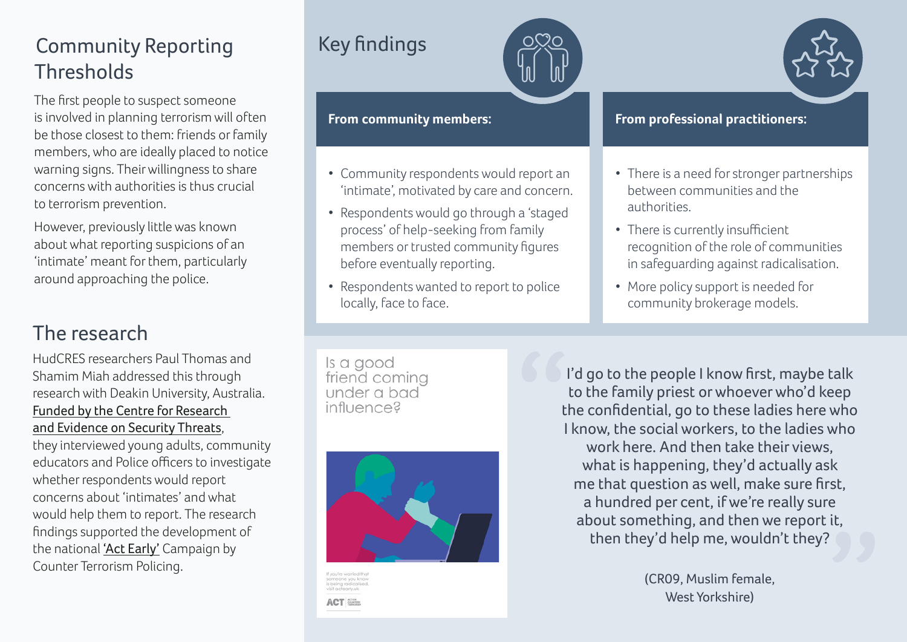## Community Reporting Thresholds

The first people to suspect someone is involved in planning terrorism will often be those closest to them: friends or family members, who are ideally placed to notice warning signs. Their willingness to share concerns with authorities is thus crucial to terrorism prevention.

However, previously little was known about what reporting suspicions of an 'intimate' meant for them, particularly around approaching the police.

## The research

HudCRES researchers Paul Thomas and Shamim Miah addressed this through research with Deakin University, Australia. Funded by the Centre for Research and Evidence on Security Threats, they interviewed young adults, community educators and Police officers to investigate whether respondents would report concerns about 'intimates' and what would help them to report. The research findings supported the development of the national 'Act Early' Campaign by Counter Terrorism Policing.

## Key findings

### From community members:

- Community respondents would report an 'intimate', motivated by care and concern.
- Respondents would go through a 'staged process' of help-seeking from family members or trusted community figures before eventually reporting.
- Respondents wanted to report to police locally, face to face.

### From professional practitioners:

- There is a need for stronger partnerships between communities and the authorities.
- There is currently insufficient recognition of the role of communities in safeguarding against radicalisation.
- More policy support is needed for community brokerage models.

Is a good friend coming under a bad influence?

If you're worried that someone you know is being radicalised, visit actearly.uk

ACT ACTION COUNTERS TERRORISM

> I'd go to the people I know first, maybe talk to the family priest or whoever who'd keep the confidential, go to these ladies here who I know, the social workers, to the ladies who work here. And then take their views, what is happening, they'd actually ask me that question as well, make sure first, a hundred per cent, if we're really sure about something, and then we report it, then they'd help me, wouldn't they?
>
> (CR09, Muslim female, West Yorkshire)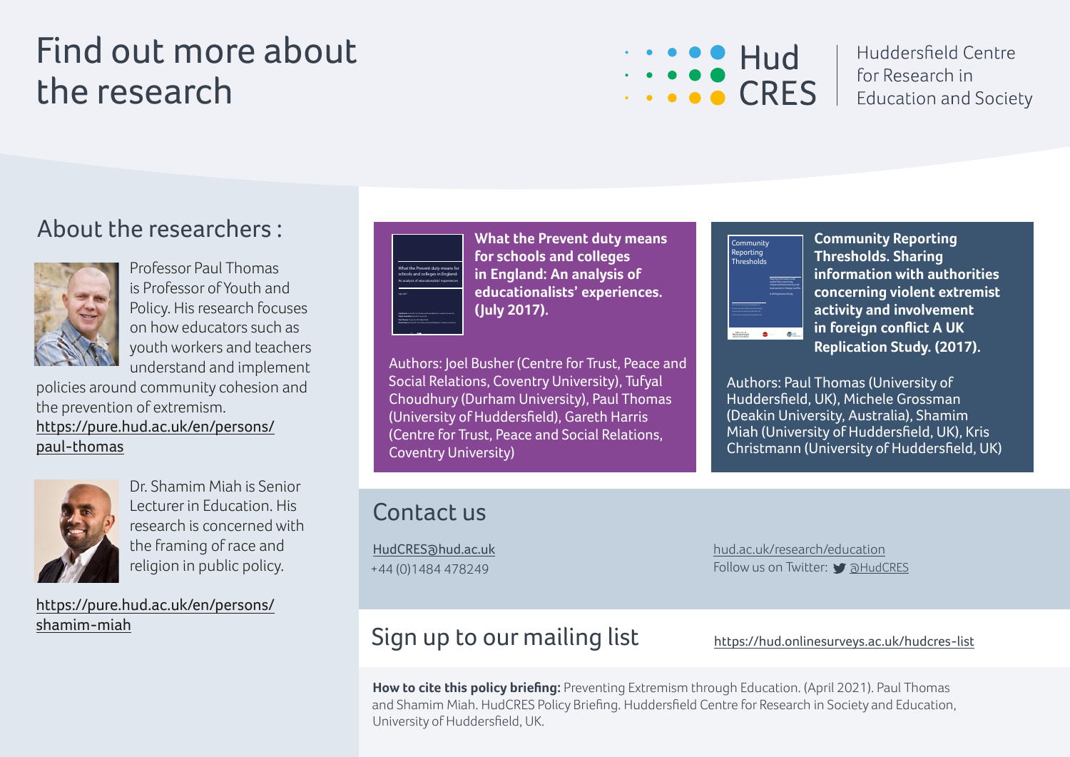# Find out more about the research

Hud CRES

Huddersfield Centre for Research in Education and Society

## About the researchers :

Professor Paul Thomas is Professor of Youth and Policy. His research focuses on how educators such as youth workers and teachers understand and implement policies around community cohesion and the prevention of extremism.
https://pure.hud.ac.uk/en/persons/paul-thomas

Dr. Shamim Miah is Senior Lecturer in Education. His research is concerned with the framing of race and religion in public policy.

https://pure.hud.ac.uk/en/persons/shamim-miah

**What the Prevent duty means for schools and colleges in England: An analysis of educationalists' experiences. (July 2017).**

Authors: Joel Busher (Centre for Trust, Peace and Social Relations, Coventry University), Tufyal Choudhury (Durham University), Paul Thomas (University of Huddersfield), Gareth Harris (Centre for Trust, Peace and Social Relations, Coventry University)

**Community Reporting Thresholds. Sharing information with authorities concerning violent extremist activity and involvement in foreign conflict A UK Replication Study. (2017).**

Authors: Paul Thomas (University of Huddersfield, UK), Michele Grossman (Deakin University, Australia), Shamim Miah (University of Huddersfield, UK), Kris Christmann (University of Huddersfield, UK)

## Contact us

HudCRES@hud.ac.uk
+44 (0)1484 478249

hud.ac.uk/research/education
Follow us on Twitter: @HudCRES

## Sign up to our mailing list

https://hud.onlinesurveys.ac.uk/hudcres-list

**How to cite this policy briefing:** Preventing Extremism through Education. (April 2021). Paul Thomas and Shamim Miah. HudCRES Policy Briefing. Huddersfield Centre for Research in Society and Education, University of Huddersfield, UK.